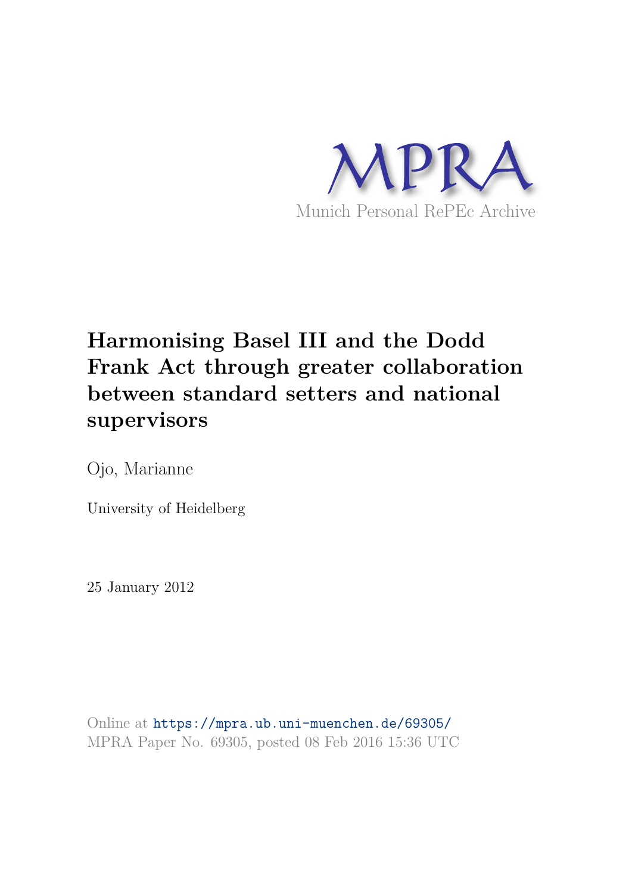MPRA

Munich Personal RePEc Archive

# Harmonising Basel III and the Dodd Frank Act through greater collaboration between standard setters and national supervisors

Ojo, Marianne

University of Heidelberg

25 January 2012

Online at https://mpra.ub.uni-muenchen.de/69305/
MPRA Paper No. 69305, posted 08 Feb 2016 15:36 UTC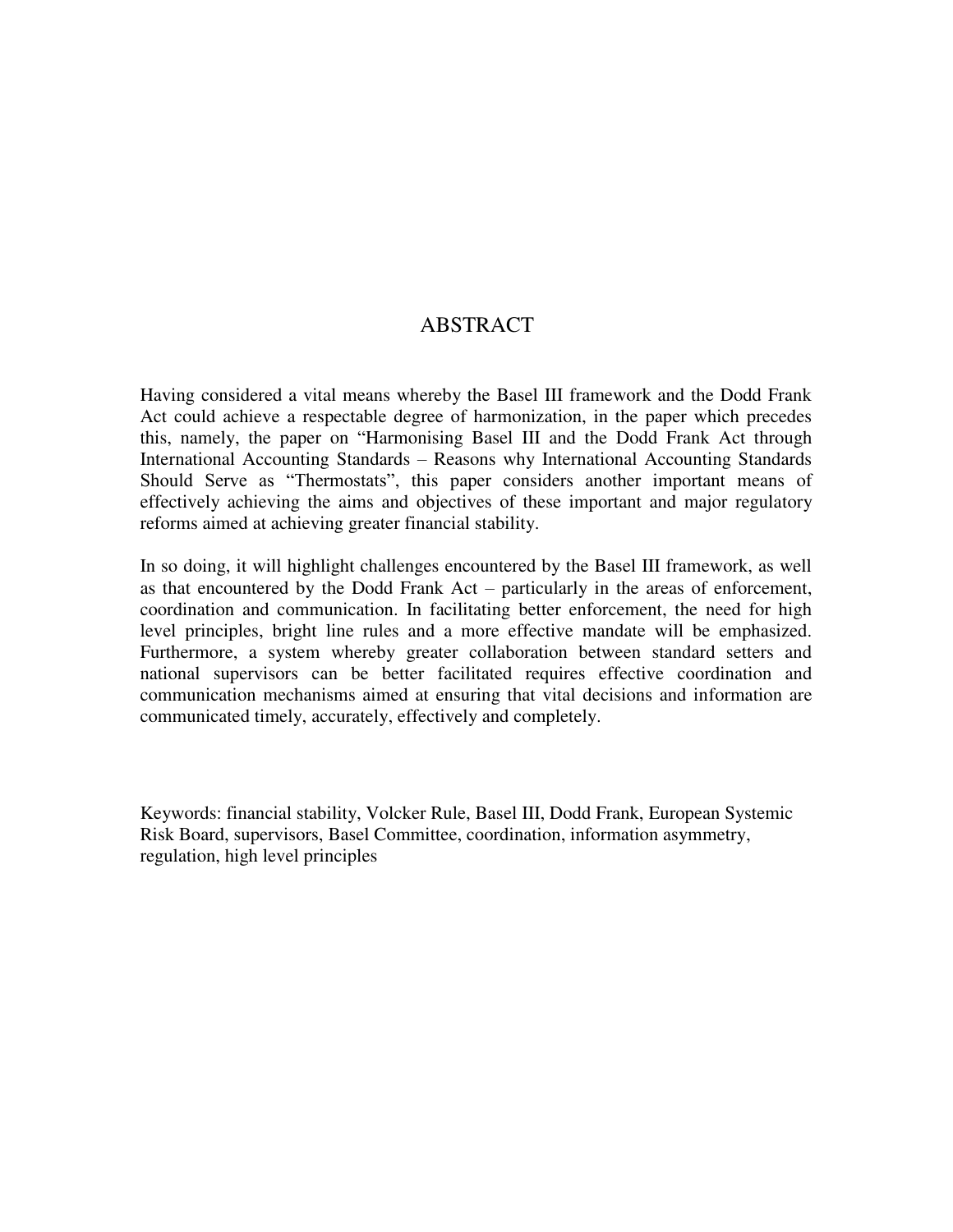# ABSTRACT

Having considered a vital means whereby the Basel III framework and the Dodd Frank Act could achieve a respectable degree of harmonization, in the paper which precedes this, namely, the paper on "Harmonising Basel III and the Dodd Frank Act through International Accounting Standards – Reasons why International Accounting Standards Should Serve as "Thermostats", this paper considers another important means of effectively achieving the aims and objectives of these important and major regulatory reforms aimed at achieving greater financial stability.

In so doing, it will highlight challenges encountered by the Basel III framework, as well as that encountered by the Dodd Frank Act – particularly in the areas of enforcement, coordination and communication. In facilitating better enforcement, the need for high level principles, bright line rules and a more effective mandate will be emphasized. Furthermore, a system whereby greater collaboration between standard setters and national supervisors can be better facilitated requires effective coordination and communication mechanisms aimed at ensuring that vital decisions and information are communicated timely, accurately, effectively and completely.

Keywords: financial stability, Volcker Rule, Basel III, Dodd Frank, European Systemic Risk Board, supervisors, Basel Committee, coordination, information asymmetry, regulation, high level principles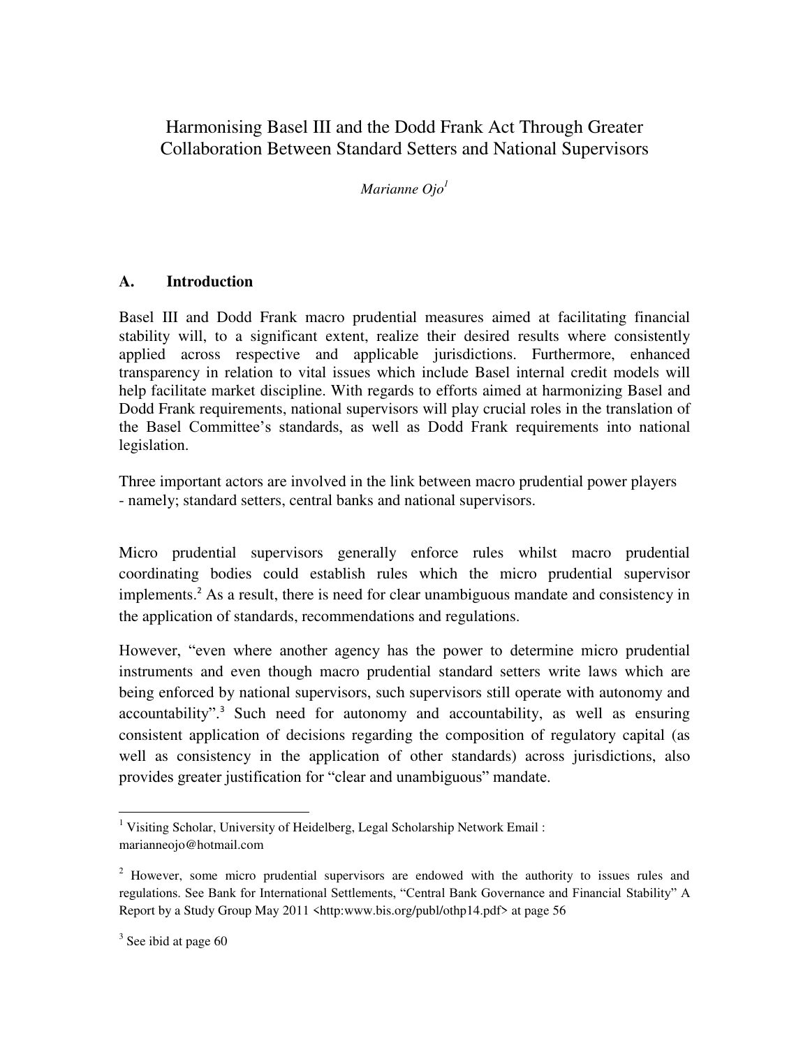# Harmonising Basel III and the Dodd Frank Act Through Greater Collaboration Between Standard Setters and National Supervisors

*Marianne Ojo*[1]

## A. Introduction

Basel III and Dodd Frank macro prudential measures aimed at facilitating financial stability will, to a significant extent, realize their desired results where consistently applied across respective and applicable jurisdictions. Furthermore, enhanced transparency in relation to vital issues which include Basel internal credit models will help facilitate market discipline. With regards to efforts aimed at harmonizing Basel and Dodd Frank requirements, national supervisors will play crucial roles in the translation of the Basel Committee's standards, as well as Dodd Frank requirements into national legislation.

Three important actors are involved in the link between macro prudential power players - namely; standard setters, central banks and national supervisors.

Micro prudential supervisors generally enforce rules whilst macro prudential coordinating bodies could establish rules which the micro prudential supervisor implements.[2] As a result, there is need for clear unambiguous mandate and consistency in the application of standards, recommendations and regulations.

However, "even where another agency has the power to determine micro prudential instruments and even though macro prudential standard setters write laws which are being enforced by national supervisors, such supervisors still operate with autonomy and accountability".[3] Such need for autonomy and accountability, as well as ensuring consistent application of decisions regarding the composition of regulatory capital (as well as consistency in the application of other standards) across jurisdictions, also provides greater justification for "clear and unambiguous" mandate.

---

[1] Visiting Scholar, University of Heidelberg, Legal Scholarship Network Email : marianneojo@hotmail.com

[2] However, some micro prudential supervisors are endowed with the authority to issues rules and regulations. See Bank for International Settlements, "Central Bank Governance and Financial Stability" A Report by a Study Group May 2011 <http:www.bis.org/publ/othp14.pdf> at page 56

[3] See ibid at page 60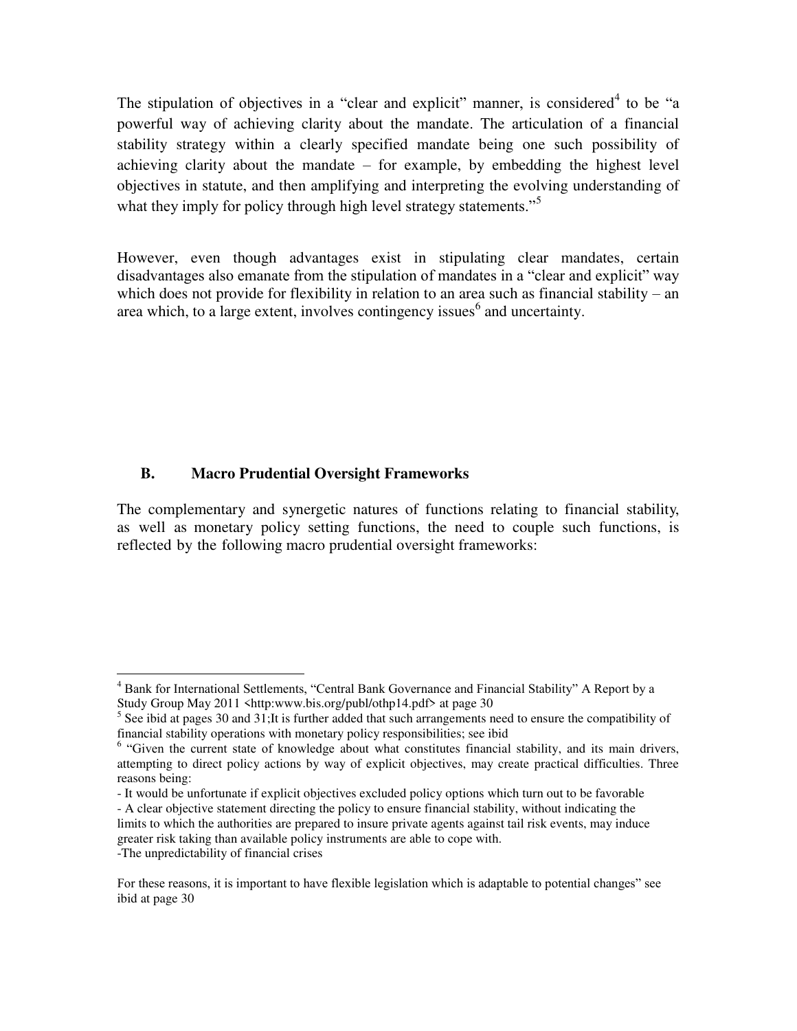The stipulation of objectives in a "clear and explicit" manner, is considered[4] to be "a powerful way of achieving clarity about the mandate. The articulation of a financial stability strategy within a clearly specified mandate being one such possibility of achieving clarity about the mandate – for example, by embedding the highest level objectives in statute, and then amplifying and interpreting the evolving understanding of what they imply for policy through high level strategy statements."[5]

However, even though advantages exist in stipulating clear mandates, certain disadvantages also emanate from the stipulation of mandates in a "clear and explicit" way which does not provide for flexibility in relation to an area such as financial stability – an area which, to a large extent, involves contingency issues[6] and uncertainty.

## B. Macro Prudential Oversight Frameworks

The complementary and synergetic natures of functions relating to financial stability, as well as monetary policy setting functions, the need to couple such functions, is reflected by the following macro prudential oversight frameworks:

---

[4] Bank for International Settlements, "Central Bank Governance and Financial Stability" A Report by a Study Group May 2011 <http:www.bis.org/publ/othp14.pdf> at page 30

[5] See ibid at pages 30 and 31;It is further added that such arrangements need to ensure the compatibility of financial stability operations with monetary policy responsibilities; see ibid

[6] "Given the current state of knowledge about what constitutes financial stability, and its main drivers, attempting to direct policy actions by way of explicit objectives, may create practical difficulties. Three reasons being:

- It would be unfortunate if explicit objectives excluded policy options which turn out to be favorable
- A clear objective statement directing the policy to ensure financial stability, without indicating the limits to which the authorities are prepared to insure private agents against tail risk events, may induce greater risk taking than available policy instruments are able to cope with.
- The unpredictability of financial crises

For these reasons, it is important to have flexible legislation which is adaptable to potential changes" see ibid at page 30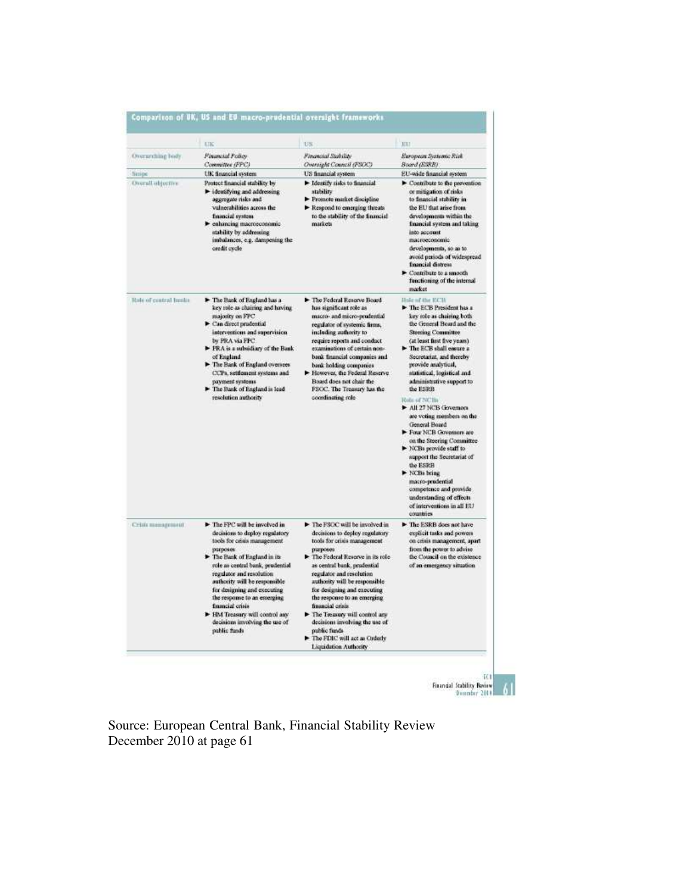## Comparison of UK, US and EU macro-prudential oversight frameworks

| | UK | US | EU |
|---|---|---|---|
| Overarching body | *Financial Policy Committee (FPC)* | *Financial Stability Oversight Council (FSOC)* | *European Systemic Risk Board (ESRB)* |
| Scope | UK financial system | US financial system | EU-wide financial system |
| Overall objective | Protect financial stability by<br>► identifying and addressing aggregate risks and vulnerabilities across the financial system<br>► enhancing macroeconomic stability by addressing imbalances, e.g. dampening the credit cycle | ► Identify risks to financial stability<br>► Promote market discipline<br>► Respond to emerging threats to the stability of the financial markets | ► Contribute to the prevention or mitigation of risks to financial stability in the EU that arise from developments within the financial system and taking into account macroeconomic developments, so as to avoid periods of widespread financial distress<br>► Contribute to a smooth functioning of the internal market |
| Role of central banks | ► The Bank of England has a key role as chairing and having majority on FPC<br>► Can direct prudential interventions and supervision by PRA via FPC<br>► PRA is a subsidiary of the Bank of England<br>► The Bank of England oversees CCPs, settlement systems and payment systems<br>► The Bank of England is lead resolution authority | ► The Federal Reserve Board has significant role as macro- and micro-prudential regulator of systemic firms, including authority to require reports and conduct examinations of certain non-bank financial companies and bank holding companies<br>► However, the Federal Reserve Board does not chair the FSOC. The Treasury has the coordinating role | Role of the ECB<br>► The ECB President has a key role as chairing both the General Board and the Steering Committee (at least first five years)<br>► The ECB shall ensure a Secretariat, and thereby provide analytical, statistical, logistical and administrative support to the ESRB<br>Role of NCBs<br>► All 27 NCB Governors are voting members on the General Board<br>► Four NCB Governors are on the Steering Committee<br>► NCBs provide staff to support the Secretariat of the ESRB<br>► NCBs bring macro-prudential competence and provide understanding of effects of interventions in all EU countries |
| Crisis management | ► The FPC will be involved in decisions to deploy regulatory tools for crisis management purposes<br>► The Bank of England in its role as central bank, prudential regulator and resolution authority will be responsible for designing and executing the response to an emerging financial crisis<br>► HM Treasury will control any decisions involving the use of public funds | ► The FSOC will be involved in decisions to deploy regulatory tools for crisis management purposes<br>► The Federal Reserve in its role as central bank, prudential regulator and resolution authority will be responsible for designing and executing the response to an emerging financial crisis<br>► The Treasury will control any decisions involving the use of public funds<br>► The FDIC will act as Orderly Liquidation Authority | ► The ESRB does not have explicit tasks and powers on crisis management, apart from the power to advise the Council on the existence of an emergency situation |

Source: European Central Bank, Financial Stability Review December 2010 at page 61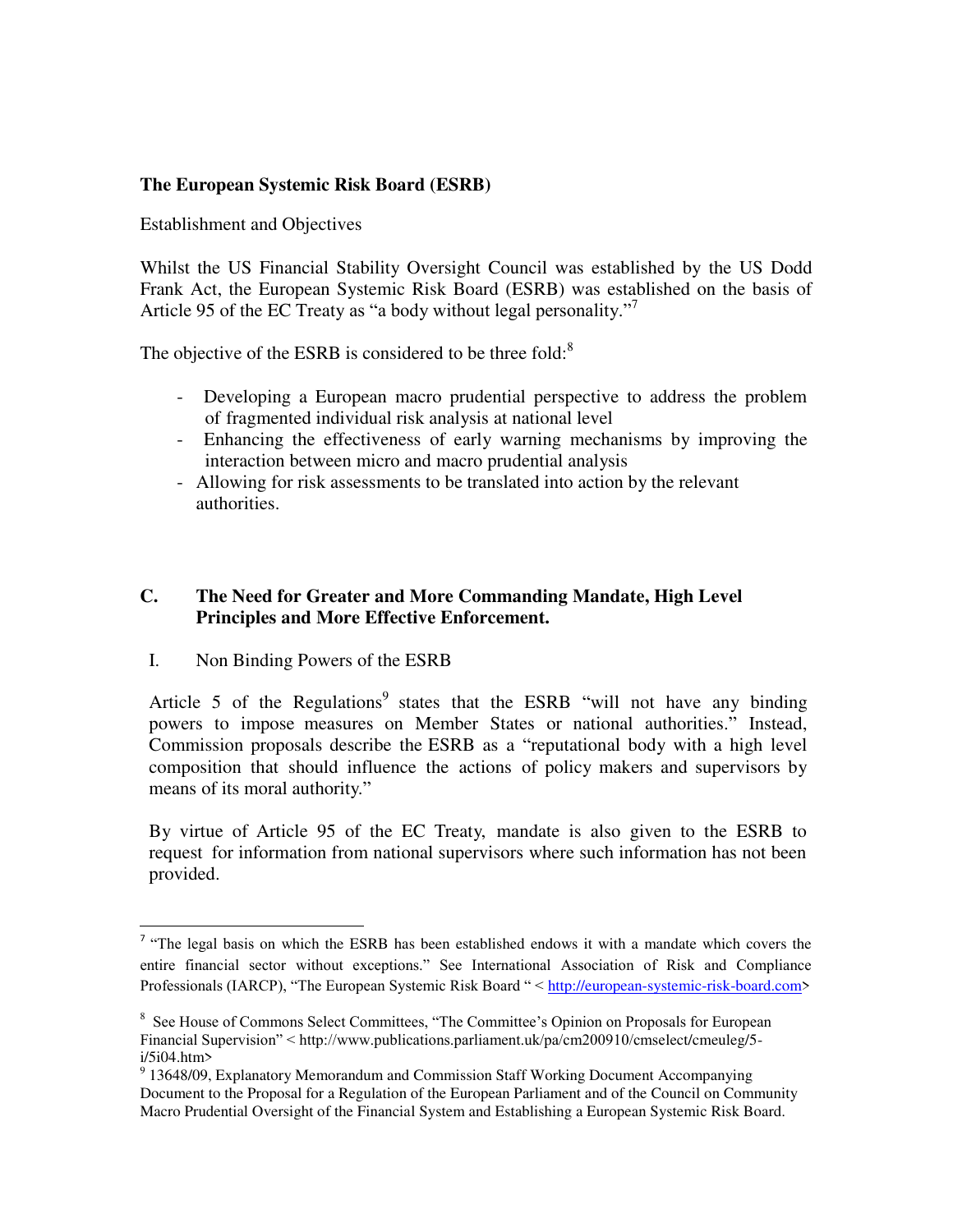**The European Systemic Risk Board (ESRB)**

Establishment and Objectives

Whilst the US Financial Stability Oversight Council was established by the US Dodd Frank Act, the European Systemic Risk Board (ESRB) was established on the basis of Article 95 of the EC Treaty as "a body without legal personality."[7]

The objective of the ESRB is considered to be three fold:[8]

- Developing a European macro prudential perspective to address the problem of fragmented individual risk analysis at national level
- Enhancing the effectiveness of early warning mechanisms by improving the interaction between micro and macro prudential analysis
- Allowing for risk assessments to be translated into action by the relevant authorities.

## C. The Need for Greater and More Commanding Mandate, High Level Principles and More Effective Enforcement.

I. Non Binding Powers of the ESRB

Article 5 of the Regulations[9] states that the ESRB "will not have any binding powers to impose measures on Member States or national authorities." Instead, Commission proposals describe the ESRB as a "reputational body with a high level composition that should influence the actions of policy makers and supervisors by means of its moral authority."

By virtue of Article 95 of the EC Treaty, mandate is also given to the ESRB to request for information from national supervisors where such information has not been provided.

---

[7] "The legal basis on which the ESRB has been established endows it with a mandate which covers the entire financial sector without exceptions." See International Association of Risk and Compliance Professionals (IARCP), "The European Systemic Risk Board " < http://european-systemic-risk-board.com>

[8] See House of Commons Select Committees, "The Committee's Opinion on Proposals for European Financial Supervision" < http://www.publications.parliament.uk/pa/cm200910/cmselect/cmeuleg/5-i/5i04.htm>

[9] 13648/09, Explanatory Memorandum and Commission Staff Working Document Accompanying Document to the Proposal for a Regulation of the European Parliament and of the Council on Community Macro Prudential Oversight of the Financial System and Establishing a European Systemic Risk Board.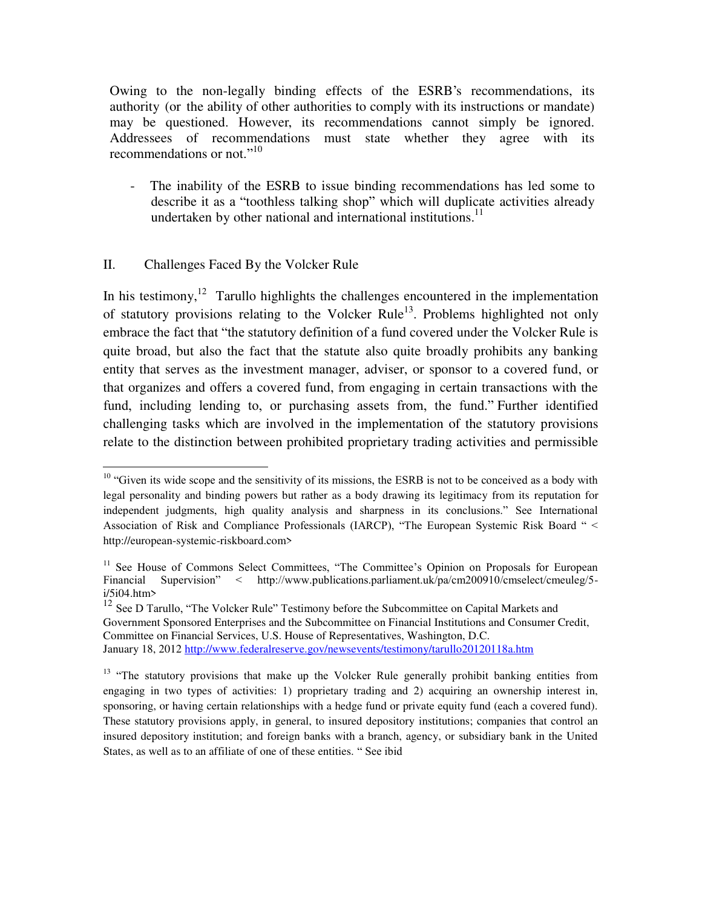Owing to the non-legally binding effects of the ESRB's recommendations, its authority (or the ability of other authorities to comply with its instructions or mandate) may be questioned. However, its recommendations cannot simply be ignored. Addressees of recommendations must state whether they agree with its recommendations or not."[10]

- The inability of the ESRB to issue binding recommendations has led some to describe it as a "toothless talking shop" which will duplicate activities already undertaken by other national and international institutions.[11]

## II. Challenges Faced By the Volcker Rule

In his testimony,[12] Tarullo highlights the challenges encountered in the implementation of statutory provisions relating to the Volcker Rule[13]. Problems highlighted not only embrace the fact that "the statutory definition of a fund covered under the Volcker Rule is quite broad, but also the fact that the statute also quite broadly prohibits any banking entity that serves as the investment manager, adviser, or sponsor to a covered fund, or that organizes and offers a covered fund, from engaging in certain transactions with the fund, including lending to, or purchasing assets from, the fund." Further identified challenging tasks which are involved in the implementation of the statutory provisions relate to the distinction between prohibited proprietary trading activities and permissible

---

[10] "Given its wide scope and the sensitivity of its missions, the ESRB is not to be conceived as a body with legal personality and binding powers but rather as a body drawing its legitimacy from its reputation for independent judgments, high quality analysis and sharpness in its conclusions." See International Association of Risk and Compliance Professionals (IARCP), "The European Systemic Risk Board " < http://european-systemic-riskboard.com>

[11] See House of Commons Select Committees, "The Committee's Opinion on Proposals for European Financial Supervision" < http://www.publications.parliament.uk/pa/cm200910/cmselect/cmeuleg/5-i/5i04.htm>

[12] See D Tarullo, "The Volcker Rule" Testimony before the Subcommittee on Capital Markets and Government Sponsored Enterprises and the Subcommittee on Financial Institutions and Consumer Credit, Committee on Financial Services, U.S. House of Representatives, Washington, D.C. January 18, 2012 http://www.federalreserve.gov/newsevents/testimony/tarullo20120118a.htm

[13] "The statutory provisions that make up the Volcker Rule generally prohibit banking entities from engaging in two types of activities: 1) proprietary trading and 2) acquiring an ownership interest in, sponsoring, or having certain relationships with a hedge fund or private equity fund (each a covered fund). These statutory provisions apply, in general, to insured depository institutions; companies that control an insured depository institution; and foreign banks with a branch, agency, or subsidiary bank in the United States, as well as to an affiliate of one of these entities. " See ibid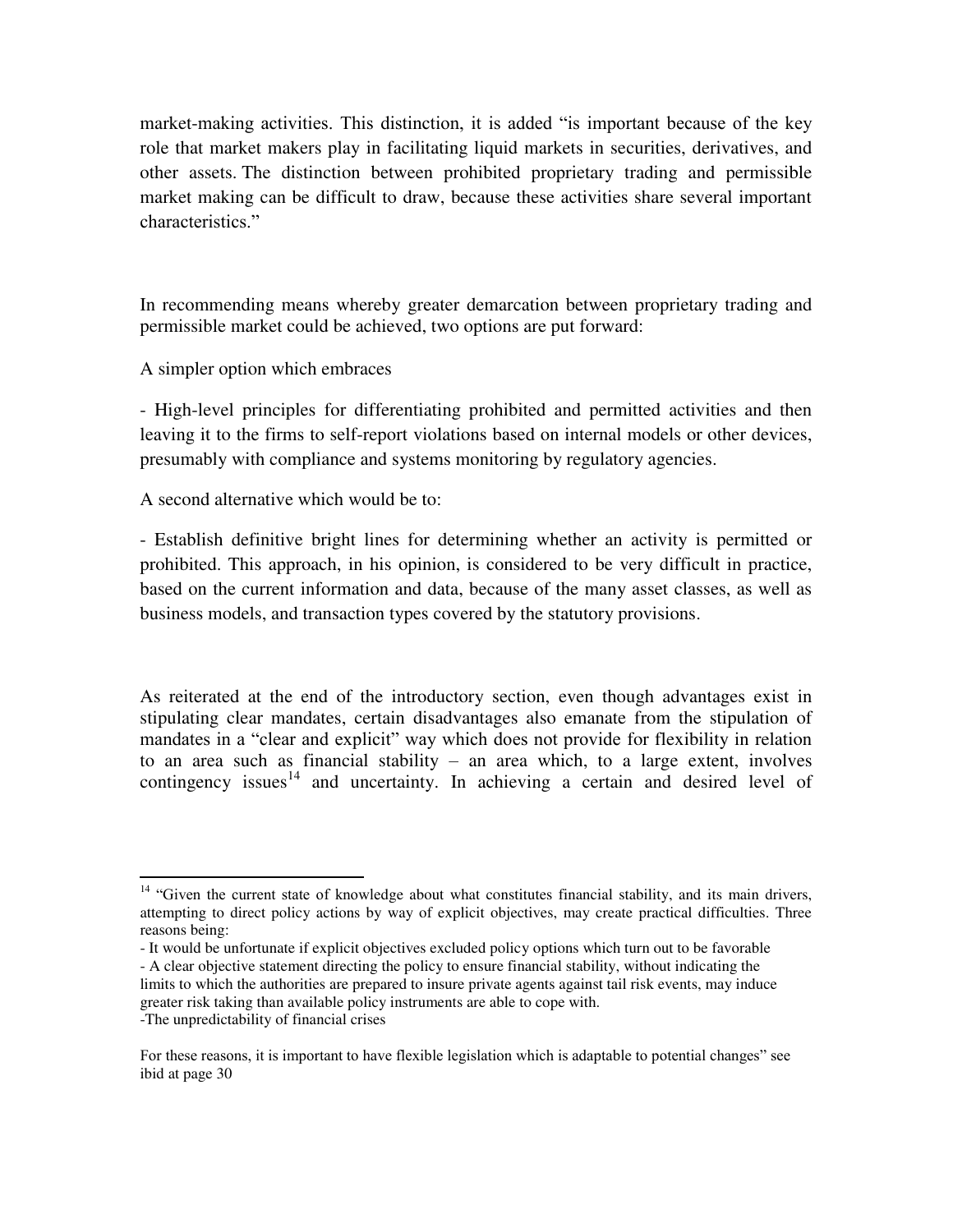market-making activities. This distinction, it is added "is important because of the key role that market makers play in facilitating liquid markets in securities, derivatives, and other assets. The distinction between prohibited proprietary trading and permissible market making can be difficult to draw, because these activities share several important characteristics."

In recommending means whereby greater demarcation between proprietary trading and permissible market could be achieved, two options are put forward:

A simpler option which embraces

- High-level principles for differentiating prohibited and permitted activities and then leaving it to the firms to self-report violations based on internal models or other devices, presumably with compliance and systems monitoring by regulatory agencies.

A second alternative which would be to:

- Establish definitive bright lines for determining whether an activity is permitted or prohibited. This approach, in his opinion, is considered to be very difficult in practice, based on the current information and data, because of the many asset classes, as well as business models, and transaction types covered by the statutory provisions.

As reiterated at the end of the introductory section, even though advantages exist in stipulating clear mandates, certain disadvantages also emanate from the stipulation of mandates in a "clear and explicit" way which does not provide for flexibility in relation to an area such as financial stability – an area which, to a large extent, involves contingency issues[14] and uncertainty. In achieving a certain and desired level of

---

[14] "Given the current state of knowledge about what constitutes financial stability, and its main drivers, attempting to direct policy actions by way of explicit objectives, may create practical difficulties. Three reasons being:

- It would be unfortunate if explicit objectives excluded policy options which turn out to be favorable
- A clear objective statement directing the policy to ensure financial stability, without indicating the limits to which the authorities are prepared to insure private agents against tail risk events, may induce greater risk taking than available policy instruments are able to cope with.
- The unpredictability of financial crises

For these reasons, it is important to have flexible legislation which is adaptable to potential changes" see ibid at page 30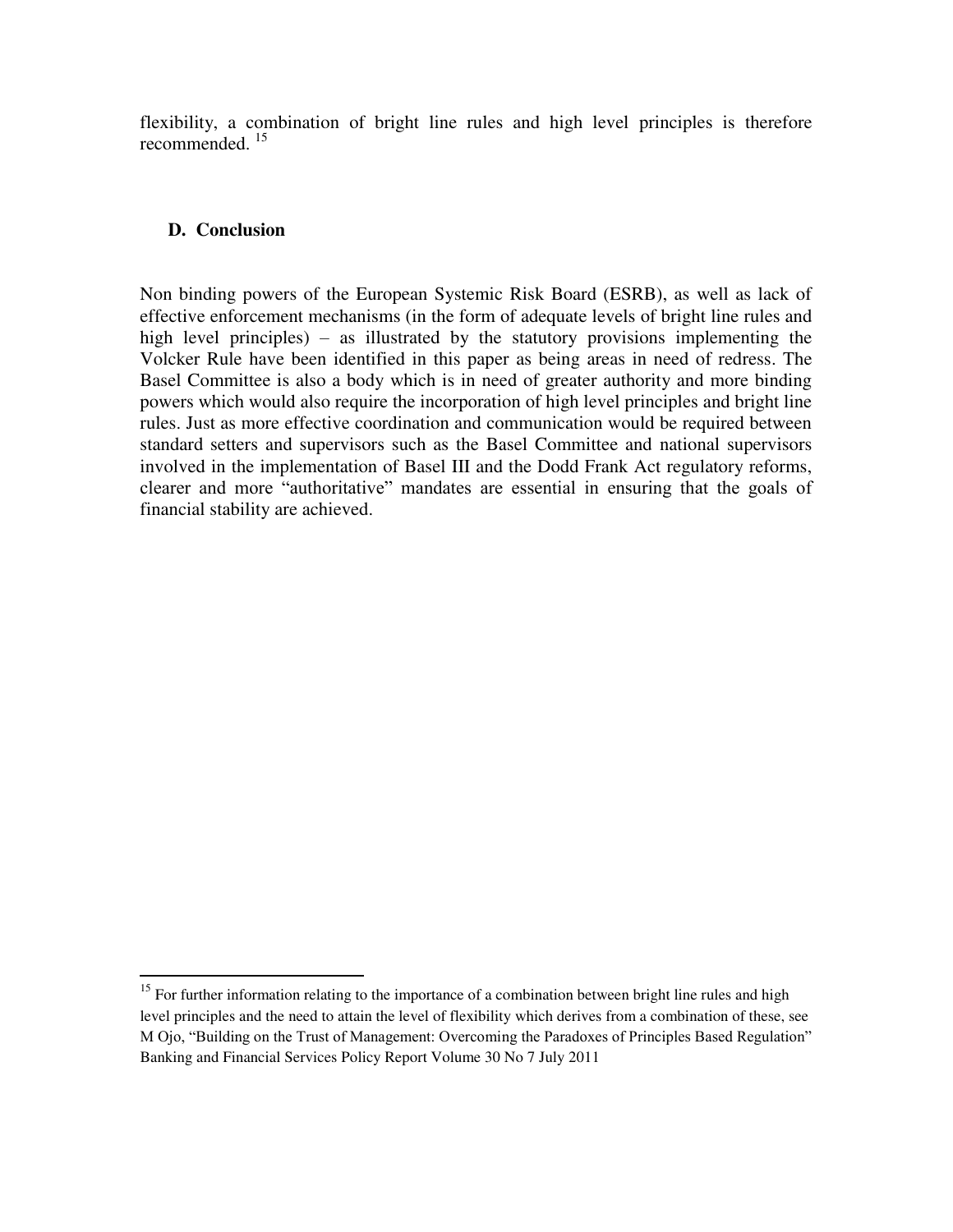flexibility, a combination of bright line rules and high level principles is therefore recommended. [15]

### D. Conclusion

Non binding powers of the European Systemic Risk Board (ESRB), as well as lack of effective enforcement mechanisms (in the form of adequate levels of bright line rules and high level principles) – as illustrated by the statutory provisions implementing the Volcker Rule have been identified in this paper as being areas in need of redress. The Basel Committee is also a body which is in need of greater authority and more binding powers which would also require the incorporation of high level principles and bright line rules. Just as more effective coordination and communication would be required between standard setters and supervisors such as the Basel Committee and national supervisors involved in the implementation of Basel III and the Dodd Frank Act regulatory reforms, clearer and more "authoritative" mandates are essential in ensuring that the goals of financial stability are achieved.

---

[15] For further information relating to the importance of a combination between bright line rules and high level principles and the need to attain the level of flexibility which derives from a combination of these, see M Ojo, "Building on the Trust of Management: Overcoming the Paradoxes of Principles Based Regulation" Banking and Financial Services Policy Report Volume 30 No 7 July 2011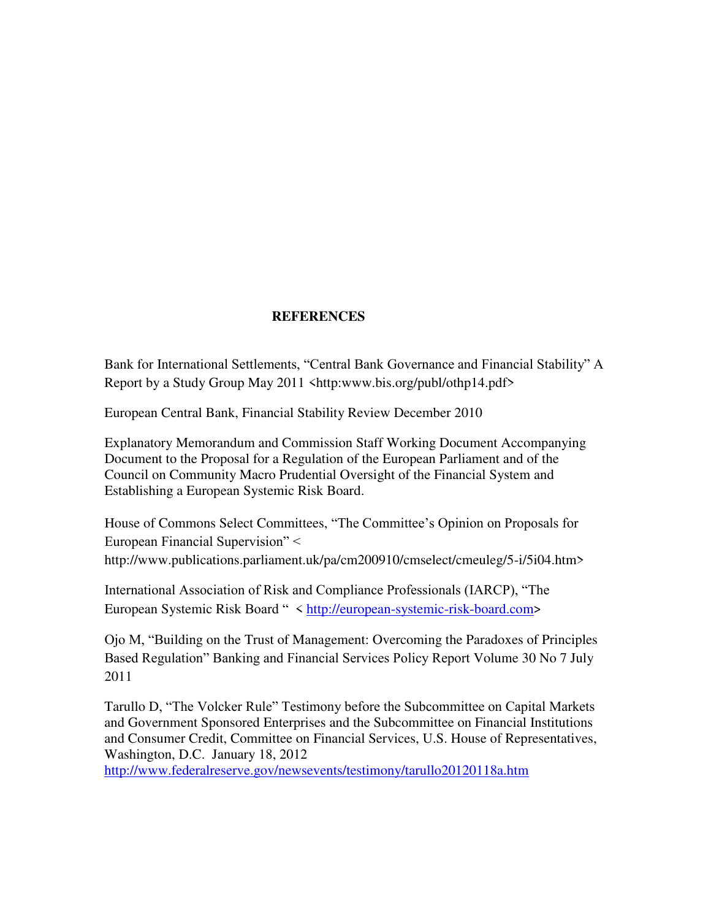## REFERENCES

Bank for International Settlements, "Central Bank Governance and Financial Stability" A Report by a Study Group May 2011 <http:www.bis.org/publ/othp14.pdf>

European Central Bank, Financial Stability Review December 2010

Explanatory Memorandum and Commission Staff Working Document Accompanying Document to the Proposal for a Regulation of the European Parliament and of the Council on Community Macro Prudential Oversight of the Financial System and Establishing a European Systemic Risk Board.

House of Commons Select Committees, "The Committee's Opinion on Proposals for European Financial Supervision" < http://www.publications.parliament.uk/pa/cm200910/cmselect/cmeuleg/5-i/5i04.htm>

International Association of Risk and Compliance Professionals (IARCP), "The European Systemic Risk Board " < http://european-systemic-risk-board.com>

Ojo M, "Building on the Trust of Management: Overcoming the Paradoxes of Principles Based Regulation" Banking and Financial Services Policy Report Volume 30 No 7 July 2011

Tarullo D, "The Volcker Rule" Testimony before the Subcommittee on Capital Markets and Government Sponsored Enterprises and the Subcommittee on Financial Institutions and Consumer Credit, Committee on Financial Services, U.S. House of Representatives, Washington, D.C. January 18, 2012
http://www.federalreserve.gov/newsevents/testimony/tarullo20120118a.htm